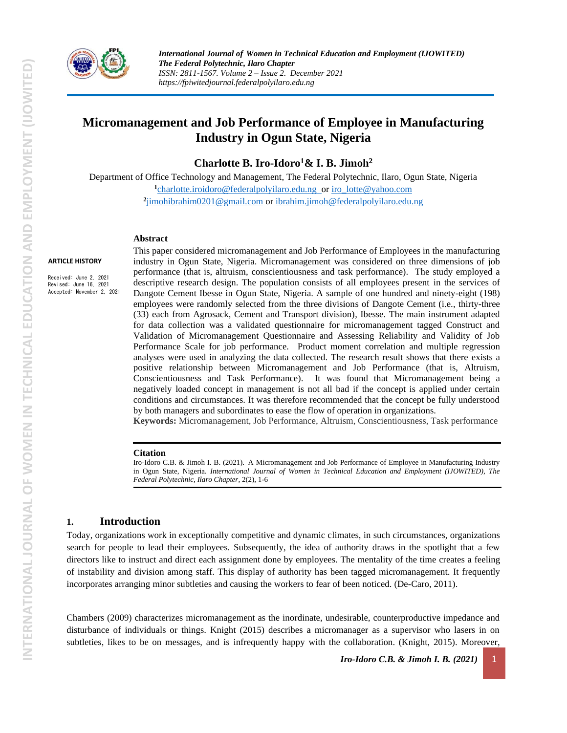# Micromanagement and Job Performance of Employee in Manufacturing Industry in Ogun State, Nigeria

**Charlotte B. Iro-Idoro[1] & I. B. Jimoh[2]**

Department of Office Technology and Management, The Federal Polytechnic, Ilaro, Ogun State, Nigeria
[1]charlotte.iroidoro@federalpolyilaro.edu.ng or iro_lotte@yahoo.com
[2]jimohibrahim0201@gmail.com or ibrahim.jimoh@federalpolyilaro.edu.ng

**ARTICLE HISTORY**

Received: June 2, 2021
Revised: June 16, 2021
Accepted: November 2, 2021

**Abstract**

This paper considered micromanagement and Job Performance of Employees in the manufacturing industry in Ogun State, Nigeria. Micromanagement was considered on three dimensions of job performance (that is, altruism, conscientiousness and task performance). The study employed a descriptive research design. The population consists of all employees present in the services of Dangote Cement Ibesse in Ogun State, Nigeria. A sample of one hundred and ninety-eight (198) employees were randomly selected from the three divisions of Dangote Cement (i.e., thirty-three (33) each from Agrosack, Cement and Transport division), Ibesse. The main instrument adapted for data collection was a validated questionnaire for micromanagement tagged Construct and Validation of Micromanagement Questionnaire and Assessing Reliability and Validity of Job Performance Scale for job performance. Product moment correlation and multiple regression analyses were used in analyzing the data collected. The research result shows that there exists a positive relationship between Micromanagement and Job Performance (that is, Altruism, Conscientiousness and Task Performance). It was found that Micromanagement being a negatively loaded concept in management is not all bad if the concept is applied under certain conditions and circumstances. It was therefore recommended that the concept be fully understood by both managers and subordinates to ease the flow of operation in organizations.

**Keywords:** Micromanagement, Job Performance, Altruism, Conscientiousness, Task performance

**Citation**

Iro-Idoro C.B. & Jimoh I. B. (2021). A Micromanagement and Job Performance of Employee in Manufacturing Industry in Ogun State, Nigeria. *International Journal of Women in Technical Education and Employment (IJOWITED), The Federal Polytechnic, Ilaro Chapter*, 2(2), 1-6

## 1. Introduction

Today, organizations work in exceptionally competitive and dynamic climates, in such circumstances, organizations search for people to lead their employees. Subsequently, the idea of authority draws in the spotlight that a few directors like to instruct and direct each assignment done by employees. The mentality of the time creates a feeling of instability and division among staff. This display of authority has been tagged micromanagement. It frequently incorporates arranging minor subtleties and causing the workers to fear of been noticed. (De-Caro, 2011).

Chambers (2009) characterizes micromanagement as the inordinate, undesirable, counterproductive impedance and disturbance of individuals or things. Knight (2015) describes a micromanager as a supervisor who lasers in on subtleties, likes to be on messages, and is infrequently happy with the collaboration. (Knight, 2015). Moreover,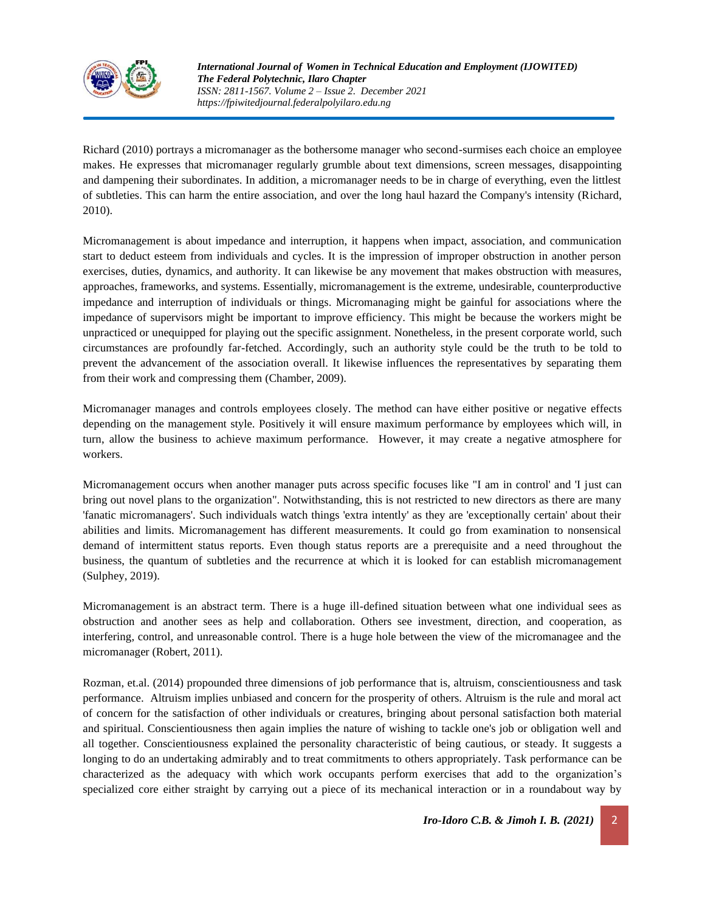Richard (2010) portrays a micromanager as the bothersome manager who second-surmises each choice an employee makes. He expresses that micromanager regularly grumble about text dimensions, screen messages, disappointing and dampening their subordinates. In addition, a micromanager needs to be in charge of everything, even the littlest of subtleties. This can harm the entire association, and over the long haul hazard the Company's intensity (Richard, 2010).

Micromanagement is about impedance and interruption, it happens when impact, association, and communication start to deduct esteem from individuals and cycles. It is the impression of improper obstruction in another person exercises, duties, dynamics, and authority. It can likewise be any movement that makes obstruction with measures, approaches, frameworks, and systems. Essentially, micromanagement is the extreme, undesirable, counterproductive impedance and interruption of individuals or things. Micromanaging might be gainful for associations where the impedance of supervisors might be important to improve efficiency. This might be because the workers might be unpracticed or unequipped for playing out the specific assignment. Nonetheless, in the present corporate world, such circumstances are profoundly far-fetched. Accordingly, such an authority style could be the truth to be told to prevent the advancement of the association overall. It likewise influences the representatives by separating them from their work and compressing them (Chamber, 2009).

Micromanager manages and controls employees closely. The method can have either positive or negative effects depending on the management style. Positively it will ensure maximum performance by employees which will, in turn, allow the business to achieve maximum performance. However, it may create a negative atmosphere for workers.

Micromanagement occurs when another manager puts across specific focuses like "I am in control' and 'I just can bring out novel plans to the organization". Notwithstanding, this is not restricted to new directors as there are many 'fanatic micromanagers'. Such individuals watch things 'extra intently' as they are 'exceptionally certain' about their abilities and limits. Micromanagement has different measurements. It could go from examination to nonsensical demand of intermittent status reports. Even though status reports are a prerequisite and a need throughout the business, the quantum of subtleties and the recurrence at which it is looked for can establish micromanagement (Sulphey, 2019).

Micromanagement is an abstract term. There is a huge ill-defined situation between what one individual sees as obstruction and another sees as help and collaboration. Others see investment, direction, and cooperation, as interfering, control, and unreasonable control. There is a huge hole between the view of the micromanagee and the micromanager (Robert, 2011).

Rozman, et.al. (2014) propounded three dimensions of job performance that is, altruism, conscientiousness and task performance. Altruism implies unbiased and concern for the prosperity of others. Altruism is the rule and moral act of concern for the satisfaction of other individuals or creatures, bringing about personal satisfaction both material and spiritual. Conscientiousness then again implies the nature of wishing to tackle one's job or obligation well and all together. Conscientiousness explained the personality characteristic of being cautious, or steady. It suggests a longing to do an undertaking admirably and to treat commitments to others appropriately. Task performance can be characterized as the adequacy with which work occupants perform exercises that add to the organization's specialized core either straight by carrying out a piece of its mechanical interaction or in a roundabout way by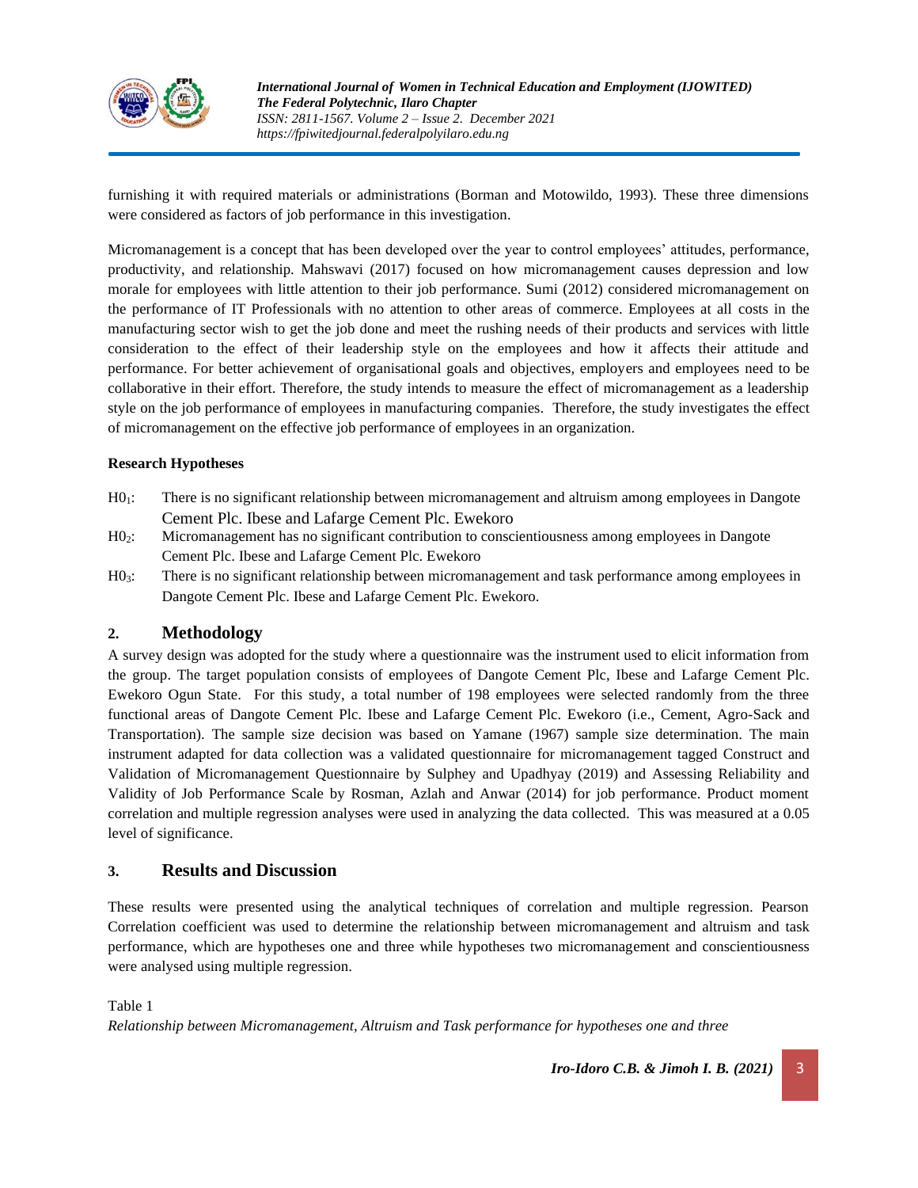furnishing it with required materials or administrations (Borman and Motowildo, 1993). These three dimensions were considered as factors of job performance in this investigation.

Micromanagement is a concept that has been developed over the year to control employees' attitudes, performance, productivity, and relationship. Mahswavi (2017) focused on how micromanagement causes depression and low morale for employees with little attention to their job performance. Sumi (2012) considered micromanagement on the performance of IT Professionals with no attention to other areas of commerce. Employees at all costs in the manufacturing sector wish to get the job done and meet the rushing needs of their products and services with little consideration to the effect of their leadership style on the employees and how it affects their attitude and performance. For better achievement of organisational goals and objectives, employers and employees need to be collaborative in their effort. Therefore, the study intends to measure the effect of micromanagement as a leadership style on the job performance of employees in manufacturing companies. Therefore, the study investigates the effect of micromanagement on the effective job performance of employees in an organization.

**Research Hypotheses**

- $H0_1$: There is no significant relationship between micromanagement and altruism among employees in Dangote Cement Plc. Ibese and Lafarge Cement Plc. Ewekoro
- $H0_2$: Micromanagement has no significant contribution to conscientiousness among employees in Dangote Cement Plc. Ibese and Lafarge Cement Plc. Ewekoro
- $H0_3$: There is no significant relationship between micromanagement and task performance among employees in Dangote Cement Plc. Ibese and Lafarge Cement Plc. Ewekoro.

## 2. Methodology

A survey design was adopted for the study where a questionnaire was the instrument used to elicit information from the group. The target population consists of employees of Dangote Cement Plc, Ibese and Lafarge Cement Plc. Ewekoro Ogun State. For this study, a total number of 198 employees were selected randomly from the three functional areas of Dangote Cement Plc. Ibese and Lafarge Cement Plc. Ewekoro (i.e., Cement, Agro-Sack and Transportation). The sample size decision was based on Yamane (1967) sample size determination. The main instrument adapted for data collection was a validated questionnaire for micromanagement tagged Construct and Validation of Micromanagement Questionnaire by Sulphey and Upadhyay (2019) and Assessing Reliability and Validity of Job Performance Scale by Rosman, Azlah and Anwar (2014) for job performance. Product moment correlation and multiple regression analyses were used in analyzing the data collected. This was measured at a 0.05 level of significance.

## 3. Results and Discussion

These results were presented using the analytical techniques of correlation and multiple regression. Pearson Correlation coefficient was used to determine the relationship between micromanagement and altruism and task performance, which are hypotheses one and three while hypotheses two micromanagement and conscientiousness were analysed using multiple regression.

Table 1

*Relationship between Micromanagement, Altruism and Task performance for hypotheses one and three*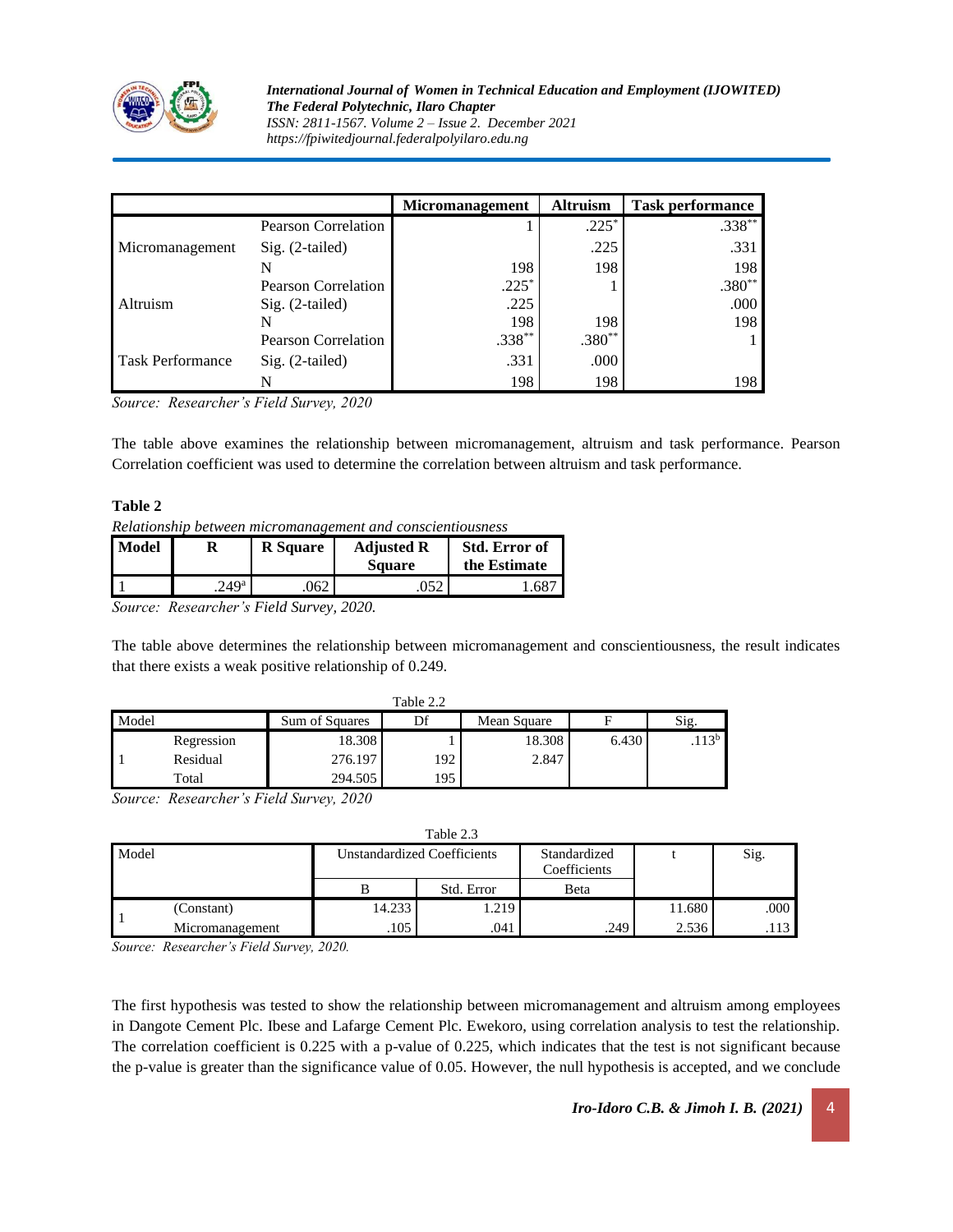| | | Micromanagement | Altruism | Task performance |
|---|---|---|---|---|
| Micromanagement | Pearson Correlation | 1 | .225* | .338** |
| | Sig. (2-tailed) | | .225 | .331 |
| | N | 198 | 198 | 198 |
| Altruism | Pearson Correlation | .225* | 1 | .380** |
| | Sig. (2-tailed) | .225 | | .000 |
| | N | 198 | 198 | 198 |
| Task Performance | Pearson Correlation | .338** | .380** | 1 |
| | Sig. (2-tailed) | .331 | .000 | |
| | N | 198 | 198 | 198 |

*Source: Researcher's Field Survey, 2020*

The table above examines the relationship between micromanagement, altruism and task performance. Pearson Correlation coefficient was used to determine the correlation between altruism and task performance.

**Table 2**

*Relationship between micromanagement and conscientiousness*

| Model | R | R Square | Adjusted R Square | Std. Error of the Estimate |
|---|---|---|---|---|
| 1 | .249[a] | .062 | .052 | 1.687 |

*Source: Researcher's Field Survey, 2020.*

The table above determines the relationship between micromanagement and conscientiousness, the result indicates that there exists a weak positive relationship of 0.249.

Table 2.2

| Model | | Sum of Squares | Df | Mean Square | F | Sig. |
|---|---|---|---|---|---|---|
| 1 | Regression | 18.308 | 1 | 18.308 | 6.430 | .113[b] |
| | Residual | 276.197 | 192 | 2.847 | | |
| | Total | 294.505 | 195 | | | |

*Source: Researcher's Field Survey, 2020*

Table 2.3

| Model | | Unstandardized Coefficients | | Standardized Coefficients | t | Sig. |
|---|---|---|---|---|---|---|
| | | B | Std. Error | Beta | | |
| 1 | (Constant) | 14.233 | 1.219 | | 11.680 | .000 |
| | Micromanagement | .105 | .041 | .249 | 2.536 | .113 |

*Source: Researcher's Field Survey, 2020.*

The first hypothesis was tested to show the relationship between micromanagement and altruism among employees in Dangote Cement Plc. Ibese and Lafarge Cement Plc. Ewekoro, using correlation analysis to test the relationship. The correlation coefficient is 0.225 with a p-value of 0.225, which indicates that the test is not significant because the p-value is greater than the significance value of 0.05. However, the null hypothesis is accepted, and we conclude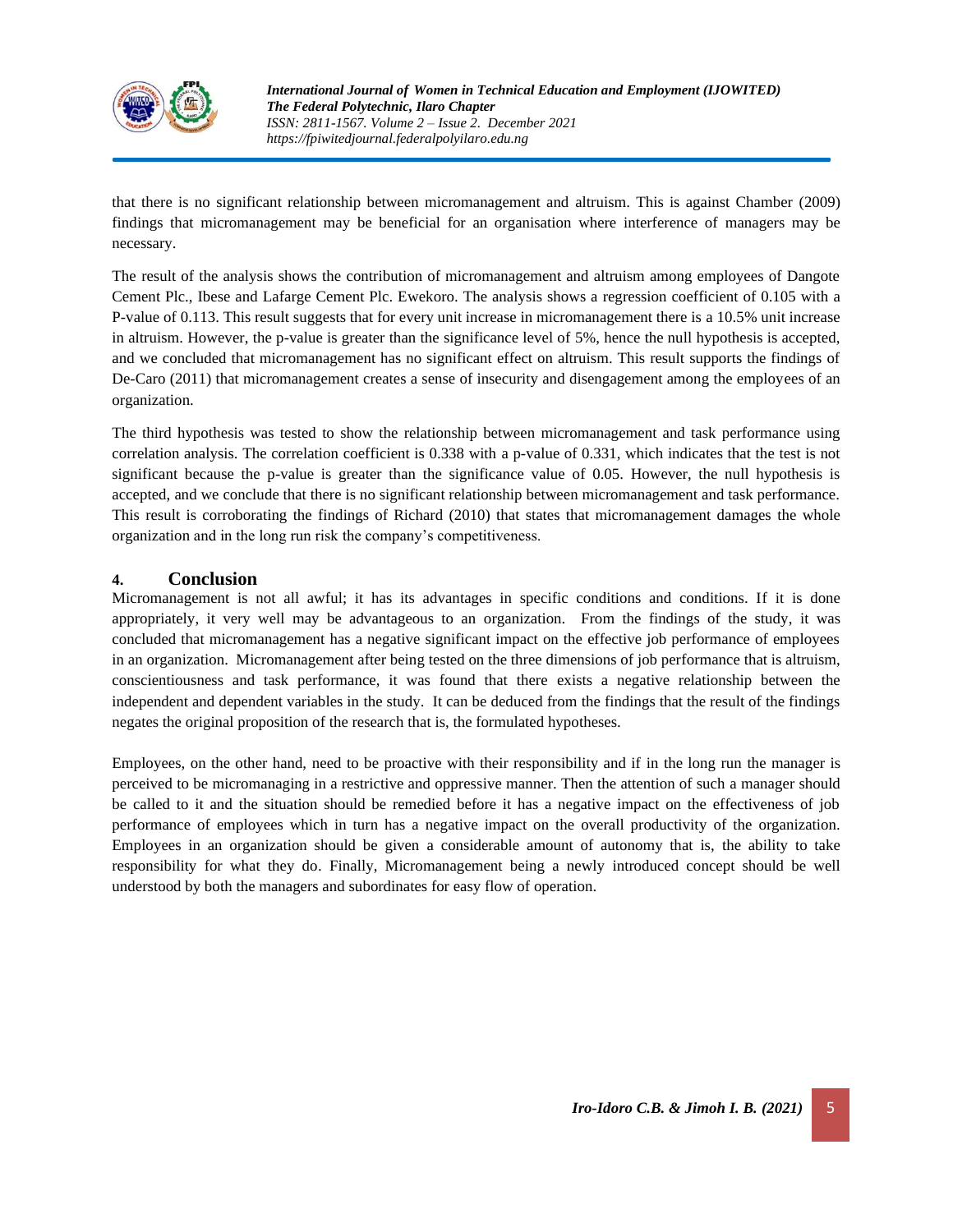that there is no significant relationship between micromanagement and altruism. This is against Chamber (2009) findings that micromanagement may be beneficial for an organisation where interference of managers may be necessary.

The result of the analysis shows the contribution of micromanagement and altruism among employees of Dangote Cement Plc., Ibese and Lafarge Cement Plc. Ewekoro. The analysis shows a regression coefficient of 0.105 with a P-value of 0.113. This result suggests that for every unit increase in micromanagement there is a 10.5% unit increase in altruism. However, the p-value is greater than the significance level of 5%, hence the null hypothesis is accepted, and we concluded that micromanagement has no significant effect on altruism. This result supports the findings of De-Caro (2011) that micromanagement creates a sense of insecurity and disengagement among the employees of an organization.

The third hypothesis was tested to show the relationship between micromanagement and task performance using correlation analysis. The correlation coefficient is 0.338 with a p-value of 0.331, which indicates that the test is not significant because the p-value is greater than the significance value of 0.05. However, the null hypothesis is accepted, and we conclude that there is no significant relationship between micromanagement and task performance. This result is corroborating the findings of Richard (2010) that states that micromanagement damages the whole organization and in the long run risk the company's competitiveness.

## 4. Conclusion

Micromanagement is not all awful; it has its advantages in specific conditions and conditions. If it is done appropriately, it very well may be advantageous to an organization. From the findings of the study, it was concluded that micromanagement has a negative significant impact on the effective job performance of employees in an organization. Micromanagement after being tested on the three dimensions of job performance that is altruism, conscientiousness and task performance, it was found that there exists a negative relationship between the independent and dependent variables in the study. It can be deduced from the findings that the result of the findings negates the original proposition of the research that is, the formulated hypotheses.

Employees, on the other hand, need to be proactive with their responsibility and if in the long run the manager is perceived to be micromanaging in a restrictive and oppressive manner. Then the attention of such a manager should be called to it and the situation should be remedied before it has a negative impact on the effectiveness of job performance of employees which in turn has a negative impact on the overall productivity of the organization. Employees in an organization should be given a considerable amount of autonomy that is, the ability to take responsibility for what they do. Finally, Micromanagement being a newly introduced concept should be well understood by both the managers and subordinates for easy flow of operation.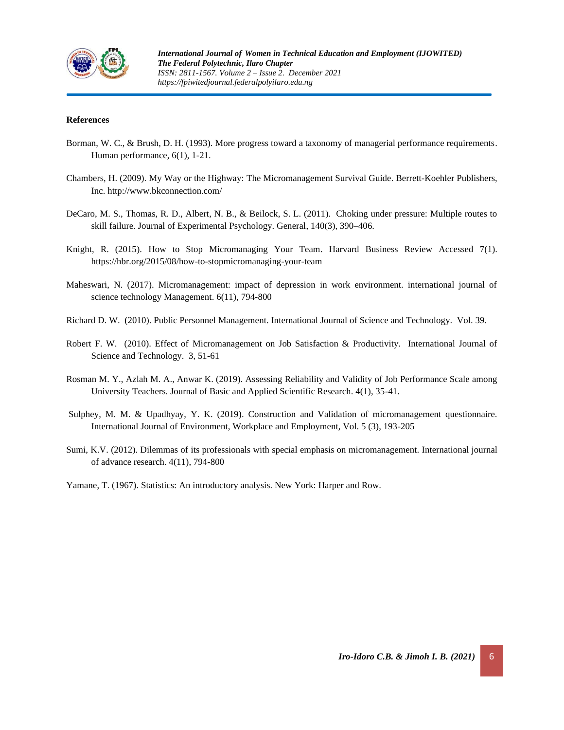**References**

Borman, W. C., & Brush, D. H. (1993). More progress toward a taxonomy of managerial performance requirements. Human performance, 6(1), 1-21.

Chambers, H. (2009). My Way or the Highway: The Micromanagement Survival Guide. Berrett-Koehler Publishers, Inc. http://www.bkconnection.com/

DeCaro, M. S., Thomas, R. D., Albert, N. B., & Beilock, S. L. (2011). Choking under pressure: Multiple routes to skill failure. Journal of Experimental Psychology. General, 140(3), 390–406.

Knight, R. (2015). How to Stop Micromanaging Your Team. Harvard Business Review Accessed 7(1). https://hbr.org/2015/08/how-to-stopmicromanaging-your-team

Maheswari, N. (2017). Micromanagement: impact of depression in work environment. international journal of science technology Management. 6(11), 794-800

Richard D. W. (2010). Public Personnel Management. International Journal of Science and Technology. Vol. 39.

Robert F. W. (2010). Effect of Micromanagement on Job Satisfaction & Productivity. International Journal of Science and Technology. 3, 51-61

Rosman M. Y., Azlah M. A., Anwar K. (2019). Assessing Reliability and Validity of Job Performance Scale among University Teachers. Journal of Basic and Applied Scientific Research. 4(1), 35-41.

Sulphey, M. M. & Upadhyay, Y. K. (2019). Construction and Validation of micromanagement questionnaire. International Journal of Environment, Workplace and Employment, Vol. 5 (3), 193-205

Sumi, K.V. (2012). Dilemmas of its professionals with special emphasis on micromanagement. International journal of advance research. 4(11), 794-800

Yamane, T. (1967). Statistics: An introductory analysis. New York: Harper and Row.